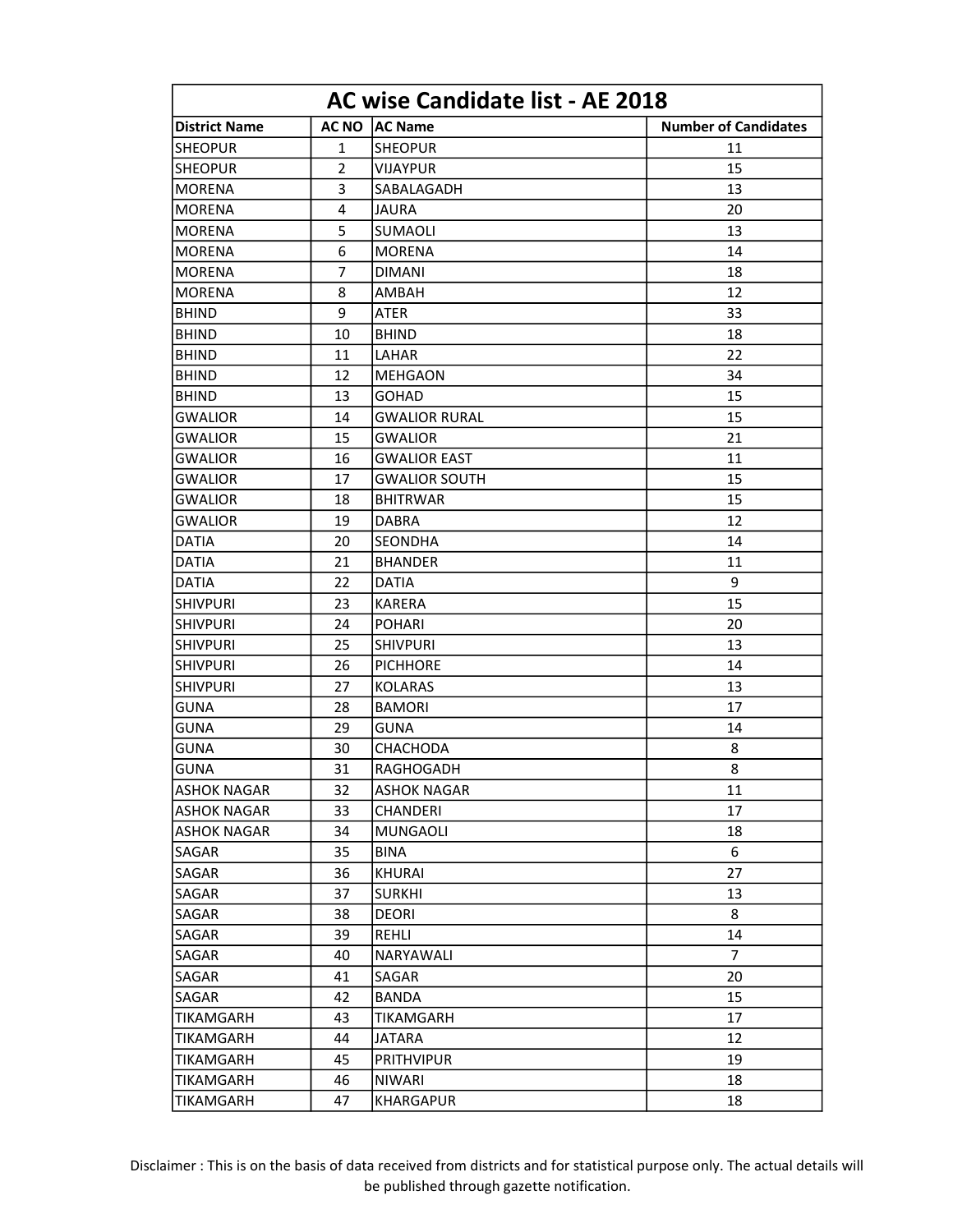# AC wise Candidate list - AE 2018

| District Name | AC NO | AC Name | Number of Candidates |
|---|---|---|---|
| SHEOPUR | 1 | SHEOPUR | 11 |
| SHEOPUR | 2 | VIJAYPUR | 15 |
| MORENA | 3 | SABALAGADH | 13 |
| MORENA | 4 | JAURA | 20 |
| MORENA | 5 | SUMAOLI | 13 |
| MORENA | 6 | MORENA | 14 |
| MORENA | 7 | DIMANI | 18 |
| MORENA | 8 | AMBAH | 12 |
| BHIND | 9 | ATER | 33 |
| BHIND | 10 | BHIND | 18 |
| BHIND | 11 | LAHAR | 22 |
| BHIND | 12 | MEHGAON | 34 |
| BHIND | 13 | GOHAD | 15 |
| GWALIOR | 14 | GWALIOR RURAL | 15 |
| GWALIOR | 15 | GWALIOR | 21 |
| GWALIOR | 16 | GWALIOR EAST | 11 |
| GWALIOR | 17 | GWALIOR SOUTH | 15 |
| GWALIOR | 18 | BHITRWAR | 15 |
| GWALIOR | 19 | DABRA | 12 |
| DATIA | 20 | SEONDHA | 14 |
| DATIA | 21 | BHANDER | 11 |
| DATIA | 22 | DATIA | 9 |
| SHIVPURI | 23 | KARERA | 15 |
| SHIVPURI | 24 | POHARI | 20 |
| SHIVPURI | 25 | SHIVPURI | 13 |
| SHIVPURI | 26 | PICHHORE | 14 |
| SHIVPURI | 27 | KOLARAS | 13 |
| GUNA | 28 | BAMORI | 17 |
| GUNA | 29 | GUNA | 14 |
| GUNA | 30 | CHACHODA | 8 |
| GUNA | 31 | RAGHOGADH | 8 |
| ASHOK NAGAR | 32 | ASHOK NAGAR | 11 |
| ASHOK NAGAR | 33 | CHANDERI | 17 |
| ASHOK NAGAR | 34 | MUNGAOLI | 18 |
| SAGAR | 35 | BINA | 6 |
| SAGAR | 36 | KHURAI | 27 |
| SAGAR | 37 | SURKHI | 13 |
| SAGAR | 38 | DEORI | 8 |
| SAGAR | 39 | REHLI | 14 |
| SAGAR | 40 | NARYAWALI | 7 |
| SAGAR | 41 | SAGAR | 20 |
| SAGAR | 42 | BANDA | 15 |
| TIKAMGARH | 43 | TIKAMGARH | 17 |
| TIKAMGARH | 44 | JATARA | 12 |
| TIKAMGARH | 45 | PRITHVIPUR | 19 |
| TIKAMGARH | 46 | NIWARI | 18 |
| TIKAMGARH | 47 | KHARGAPUR | 18 |

Disclaimer : This is on the basis of data received from districts and for statistical purpose only. The actual details will be published through gazette notification.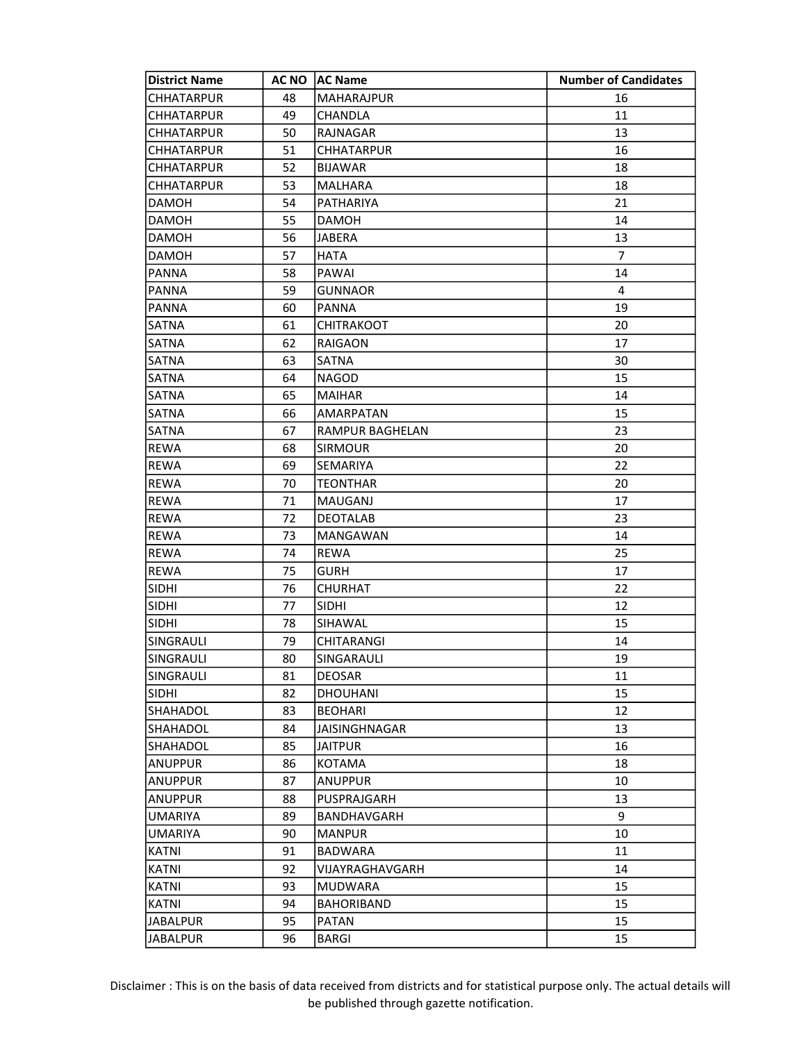| District Name | AC NO | AC Name | Number of Candidates |
|---|---|---|---|
| CHHATARPUR | 48 | MAHARAJPUR | 16 |
| CHHATARPUR | 49 | CHANDLA | 11 |
| CHHATARPUR | 50 | RAJNAGAR | 13 |
| CHHATARPUR | 51 | CHHATARPUR | 16 |
| CHHATARPUR | 52 | BIJAWAR | 18 |
| CHHATARPUR | 53 | MALHARA | 18 |
| DAMOH | 54 | PATHARIYA | 21 |
| DAMOH | 55 | DAMOH | 14 |
| DAMOH | 56 | JABERA | 13 |
| DAMOH | 57 | HATA | 7 |
| PANNA | 58 | PAWAI | 14 |
| PANNA | 59 | GUNNAOR | 4 |
| PANNA | 60 | PANNA | 19 |
| SATNA | 61 | CHITRAKOOT | 20 |
| SATNA | 62 | RAIGAON | 17 |
| SATNA | 63 | SATNA | 30 |
| SATNA | 64 | NAGOD | 15 |
| SATNA | 65 | MAIHAR | 14 |
| SATNA | 66 | AMARPATAN | 15 |
| SATNA | 67 | RAMPUR BAGHELAN | 23 |
| REWA | 68 | SIRMOUR | 20 |
| REWA | 69 | SEMARIYA | 22 |
| REWA | 70 | TEONTHAR | 20 |
| REWA | 71 | MAUGANJ | 17 |
| REWA | 72 | DEOTALAB | 23 |
| REWA | 73 | MANGAWAN | 14 |
| REWA | 74 | REWA | 25 |
| REWA | 75 | GURH | 17 |
| SIDHI | 76 | CHURHAT | 22 |
| SIDHI | 77 | SIDHI | 12 |
| SIDHI | 78 | SIHAWAL | 15 |
| SINGRAULI | 79 | CHITARANGI | 14 |
| SINGRAULI | 80 | SINGARAULI | 19 |
| SINGRAULI | 81 | DEOSAR | 11 |
| SIDHI | 82 | DHOUHANI | 15 |
| SHAHADOL | 83 | BEOHARI | 12 |
| SHAHADOL | 84 | JAISINGHNAGAR | 13 |
| SHAHADOL | 85 | JAITPUR | 16 |
| ANUPPUR | 86 | KOTAMA | 18 |
| ANUPPUR | 87 | ANUPPUR | 10 |
| ANUPPUR | 88 | PUSPRAJGARH | 13 |
| UMARIYA | 89 | BANDHAVGARH | 9 |
| UMARIYA | 90 | MANPUR | 10 |
| KATNI | 91 | BADWARA | 11 |
| KATNI | 92 | VIJAYRAGHAVGARH | 14 |
| KATNI | 93 | MUDWARA | 15 |
| KATNI | 94 | BAHORIBAND | 15 |
| JABALPUR | 95 | PATAN | 15 |
| JABALPUR | 96 | BARGI | 15 |

Disclaimer : This is on the basis of data received from districts and for statistical purpose only. The actual details will be published through gazette notification.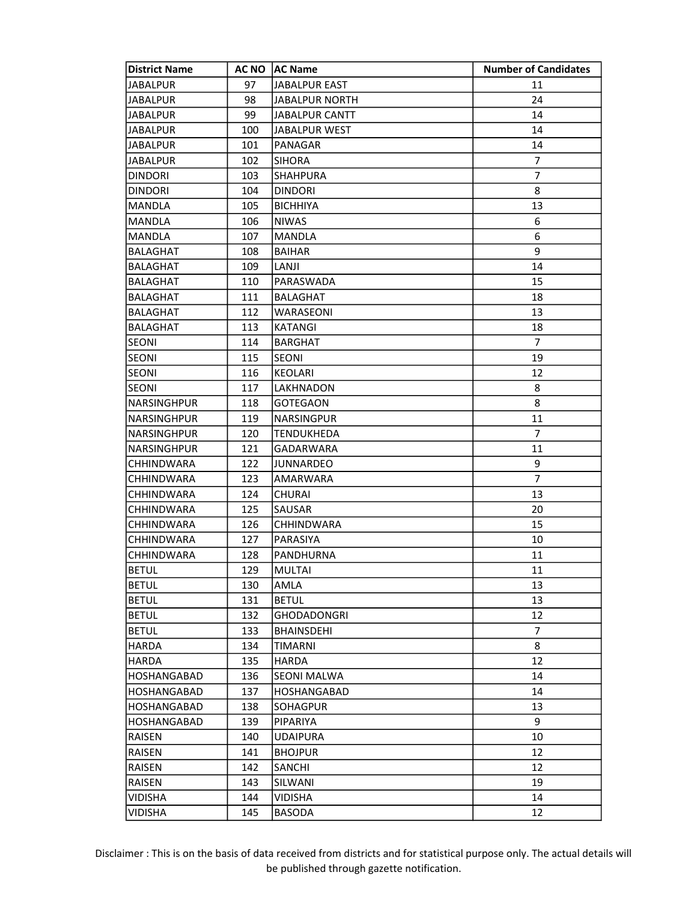| District Name | AC NO | AC Name | Number of Candidates |
|---|---|---|---|
| JABALPUR | 97 | JABALPUR EAST | 11 |
| JABALPUR | 98 | JABALPUR NORTH | 24 |
| JABALPUR | 99 | JABALPUR CANTT | 14 |
| JABALPUR | 100 | JABALPUR WEST | 14 |
| JABALPUR | 101 | PANAGAR | 14 |
| JABALPUR | 102 | SIHORA | 7 |
| DINDORI | 103 | SHAHPURA | 7 |
| DINDORI | 104 | DINDORI | 8 |
| MANDLA | 105 | BICHHIYA | 13 |
| MANDLA | 106 | NIWAS | 6 |
| MANDLA | 107 | MANDLA | 6 |
| BALAGHAT | 108 | BAIHAR | 9 |
| BALAGHAT | 109 | LANJI | 14 |
| BALAGHAT | 110 | PARASWADA | 15 |
| BALAGHAT | 111 | BALAGHAT | 18 |
| BALAGHAT | 112 | WARASEONI | 13 |
| BALAGHAT | 113 | KATANGI | 18 |
| SEONI | 114 | BARGHAT | 7 |
| SEONI | 115 | SEONI | 19 |
| SEONI | 116 | KEOLARI | 12 |
| SEONI | 117 | LAKHNADON | 8 |
| NARSINGHPUR | 118 | GOTEGAON | 8 |
| NARSINGHPUR | 119 | NARSINGPUR | 11 |
| NARSINGHPUR | 120 | TENDUKHEDA | 7 |
| NARSINGHPUR | 121 | GADARWARA | 11 |
| CHHINDWARA | 122 | JUNNARDEO | 9 |
| CHHINDWARA | 123 | AMARWARA | 7 |
| CHHINDWARA | 124 | CHURAI | 13 |
| CHHINDWARA | 125 | SAUSAR | 20 |
| CHHINDWARA | 126 | CHHINDWARA | 15 |
| CHHINDWARA | 127 | PARASIYA | 10 |
| CHHINDWARA | 128 | PANDHURNA | 11 |
| BETUL | 129 | MULTAI | 11 |
| BETUL | 130 | AMLA | 13 |
| BETUL | 131 | BETUL | 13 |
| BETUL | 132 | GHODADONGRI | 12 |
| BETUL | 133 | BHAINSDEHI | 7 |
| HARDA | 134 | TIMARNI | 8 |
| HARDA | 135 | HARDA | 12 |
| HOSHANGABAD | 136 | SEONI MALWA | 14 |
| HOSHANGABAD | 137 | HOSHANGABAD | 14 |
| HOSHANGABAD | 138 | SOHAGPUR | 13 |
| HOSHANGABAD | 139 | PIPARIYA | 9 |
| RAISEN | 140 | UDAIPURA | 10 |
| RAISEN | 141 | BHOJPUR | 12 |
| RAISEN | 142 | SANCHI | 12 |
| RAISEN | 143 | SILWANI | 19 |
| VIDISHA | 144 | VIDISHA | 14 |
| VIDISHA | 145 | BASODA | 12 |

Disclaimer : This is on the basis of data received from districts and for statistical purpose only. The actual details will be published through gazette notification.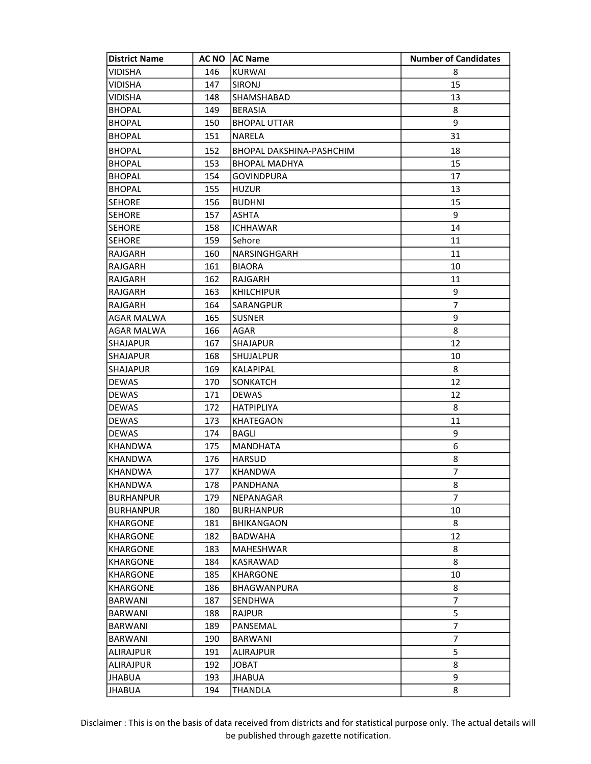| District Name | AC NO | AC Name | Number of Candidates |
|---|---|---|---|
| VIDISHA | 146 | KURWAI | 8 |
| VIDISHA | 147 | SIRONJ | 15 |
| VIDISHA | 148 | SHAMSHABAD | 13 |
| BHOPAL | 149 | BERASIA | 8 |
| BHOPAL | 150 | BHOPAL UTTAR | 9 |
| BHOPAL | 151 | NARELA | 31 |
| BHOPAL | 152 | BHOPAL DAKSHINA-PASHCHIM | 18 |
| BHOPAL | 153 | BHOPAL MADHYA | 15 |
| BHOPAL | 154 | GOVINDPURA | 17 |
| BHOPAL | 155 | HUZUR | 13 |
| SEHORE | 156 | BUDHNI | 15 |
| SEHORE | 157 | ASHTA | 9 |
| SEHORE | 158 | ICHHAWAR | 14 |
| SEHORE | 159 | Sehore | 11 |
| RAJGARH | 160 | NARSINGHGARH | 11 |
| RAJGARH | 161 | BIAORA | 10 |
| RAJGARH | 162 | RAJGARH | 11 |
| RAJGARH | 163 | KHILCHIPUR | 9 |
| RAJGARH | 164 | SARANGPUR | 7 |
| AGAR MALWA | 165 | SUSNER | 9 |
| AGAR MALWA | 166 | AGAR | 8 |
| SHAJAPUR | 167 | SHAJAPUR | 12 |
| SHAJAPUR | 168 | SHUJALPUR | 10 |
| SHAJAPUR | 169 | KALAPIPAL | 8 |
| DEWAS | 170 | SONKATCH | 12 |
| DEWAS | 171 | DEWAS | 12 |
| DEWAS | 172 | HATPIPLIYA | 8 |
| DEWAS | 173 | KHATEGAON | 11 |
| DEWAS | 174 | BAGLI | 9 |
| KHANDWA | 175 | MANDHATA | 6 |
| KHANDWA | 176 | HARSUD | 8 |
| KHANDWA | 177 | KHANDWA | 7 |
| KHANDWA | 178 | PANDHANA | 8 |
| BURHANPUR | 179 | NEPANAGAR | 7 |
| BURHANPUR | 180 | BURHANPUR | 10 |
| KHARGONE | 181 | BHIKANGAON | 8 |
| KHARGONE | 182 | BADWAHA | 12 |
| KHARGONE | 183 | MAHESHWAR | 8 |
| KHARGONE | 184 | KASRAWAD | 8 |
| KHARGONE | 185 | KHARGONE | 10 |
| KHARGONE | 186 | BHAGWANPURA | 8 |
| BARWANI | 187 | SENDHWA | 7 |
| BARWANI | 188 | RAJPUR | 5 |
| BARWANI | 189 | PANSEMAL | 7 |
| BARWANI | 190 | BARWANI | 7 |
| ALIRAJPUR | 191 | ALIRAJPUR | 5 |
| ALIRAJPUR | 192 | JOBAT | 8 |
| JHABUA | 193 | JHABUA | 9 |
| JHABUA | 194 | THANDLA | 8 |

Disclaimer : This is on the basis of data received from districts and for statistical purpose only. The actual details will be published through gazette notification.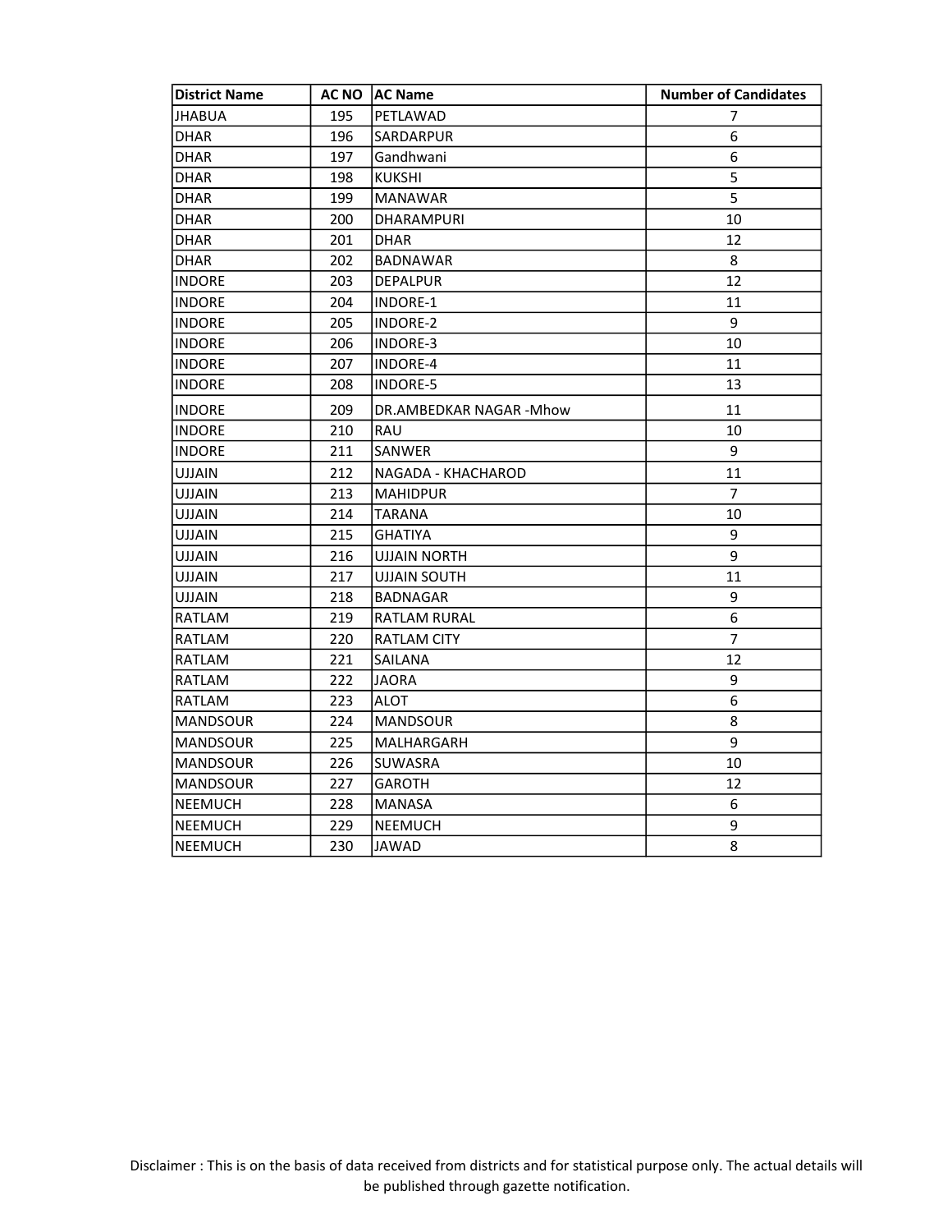| District Name | AC NO | AC Name | Number of Candidates |
|---|---|---|---|
| JHABUA | 195 | PETLAWAD | 7 |
| DHAR | 196 | SARDARPUR | 6 |
| DHAR | 197 | Gandhwani | 6 |
| DHAR | 198 | KUKSHI | 5 |
| DHAR | 199 | MANAWAR | 5 |
| DHAR | 200 | DHARAMPURI | 10 |
| DHAR | 201 | DHAR | 12 |
| DHAR | 202 | BADNAWAR | 8 |
| INDORE | 203 | DEPALPUR | 12 |
| INDORE | 204 | INDORE-1 | 11 |
| INDORE | 205 | INDORE-2 | 9 |
| INDORE | 206 | INDORE-3 | 10 |
| INDORE | 207 | INDORE-4 | 11 |
| INDORE | 208 | INDORE-5 | 13 |
| INDORE | 209 | DR.AMBEDKAR NAGAR -Mhow | 11 |
| INDORE | 210 | RAU | 10 |
| INDORE | 211 | SANWER | 9 |
| UJJAIN | 212 | NAGADA - KHACHAROD | 11 |
| UJJAIN | 213 | MAHIDPUR | 7 |
| UJJAIN | 214 | TARANA | 10 |
| UJJAIN | 215 | GHATIYA | 9 |
| UJJAIN | 216 | UJJAIN NORTH | 9 |
| UJJAIN | 217 | UJJAIN SOUTH | 11 |
| UJJAIN | 218 | BADNAGAR | 9 |
| RATLAM | 219 | RATLAM RURAL | 6 |
| RATLAM | 220 | RATLAM CITY | 7 |
| RATLAM | 221 | SAILANA | 12 |
| RATLAM | 222 | JAORA | 9 |
| RATLAM | 223 | ALOT | 6 |
| MANDSOUR | 224 | MANDSOUR | 8 |
| MANDSOUR | 225 | MALHARGARH | 9 |
| MANDSOUR | 226 | SUWASRA | 10 |
| MANDSOUR | 227 | GAROTH | 12 |
| NEEMUCH | 228 | MANASA | 6 |
| NEEMUCH | 229 | NEEMUCH | 9 |
| NEEMUCH | 230 | JAWAD | 8 |

Disclaimer : This is on the basis of data received from districts and for statistical purpose only. The actual details will be published through gazette notification.